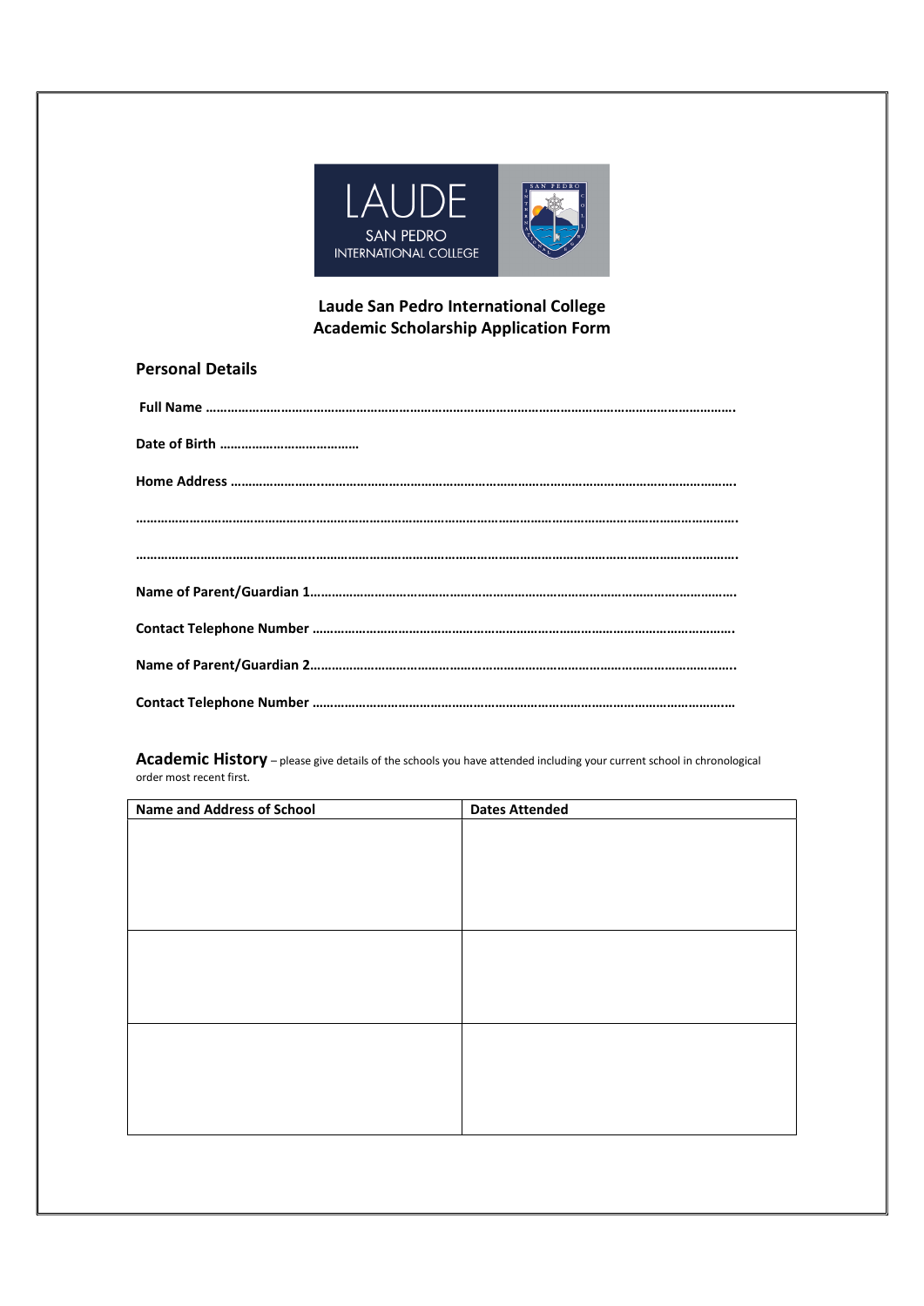# Laude San Pedro International College
# Academic Scholarship Application Form

## Personal Details

**Full Name ……………………………………………………………………………………………………………………………….**

**Date of Birth …………………………………**

**Home Address …………………….…………………………………………………………………………………………………….**

**…………………………………………..……………………………………………………………………………………………………….**

**…………………………………………..……………………………………………………………………………………………………….**

**Name of Parent/Guardian 1………………………………………………………………………………………………………….**

**Contact Telephone Number ……………………………………………………………………………………………………….**

**Name of Parent/Guardian 2…………………………………………………………………………………………………………..**

**Contact Telephone Number ………………………………………………………………………………………………………**

**Academic History** – please give details of the schools you have attended including your current school in chronological order most recent first.

| Name and Address of School | Dates Attended |
|---|---|
| | |
| | |
| | |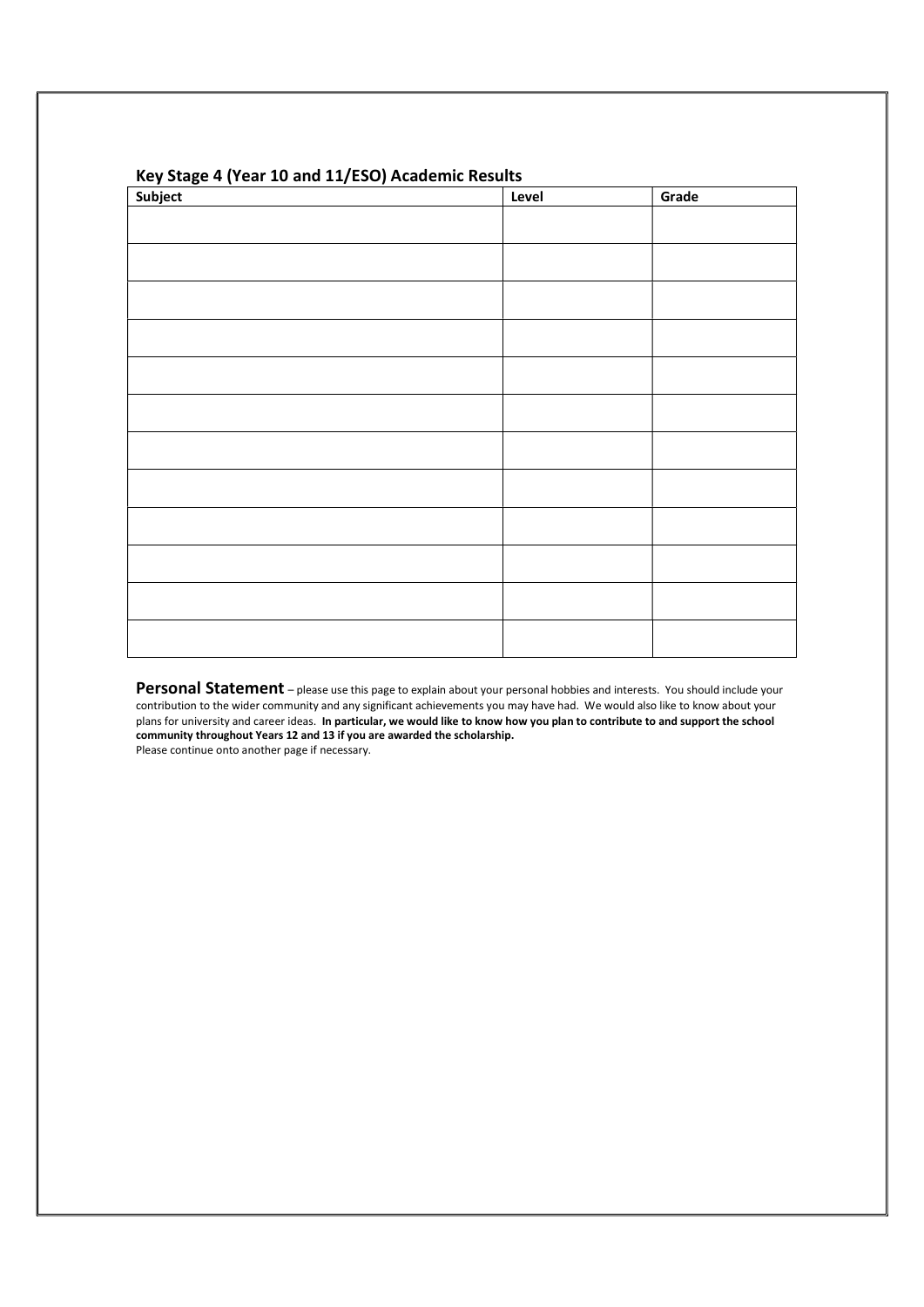## Key Stage 4 (Year 10 and 11/ESO) Academic Results

| Subject | Level | Grade |
|---|---|---|
| | | |
| | | |
| | | |
| | | |
| | | |
| | | |
| | | |
| | | |
| | | |
| | | |
| | | |
| | | |

**Personal Statement** – please use this page to explain about your personal hobbies and interests. You should include your contribution to the wider community and any significant achievements you may have had. We would also like to know about your plans for university and career ideas. **In particular, we would like to know how you plan to contribute to and support the school community throughout Years 12 and 13 if you are awarded the scholarship.**
Please continue onto another page if necessary.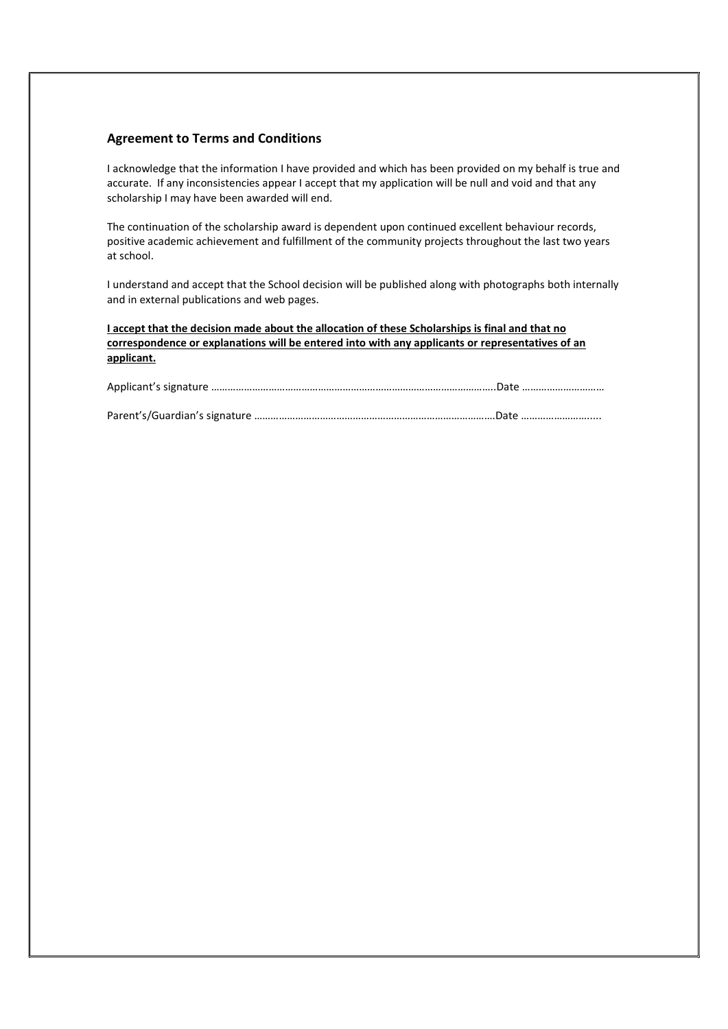## Agreement to Terms and Conditions

I acknowledge that the information I have provided and which has been provided on my behalf is true and accurate. If any inconsistencies appear I accept that my application will be null and void and that any scholarship I may have been awarded will end.

The continuation of the scholarship award is dependent upon continued excellent behaviour records, positive academic achievement and fulfillment of the community projects throughout the last two years at school.

I understand and accept that the School decision will be published along with photographs both internally and in external publications and web pages.

**I accept that the decision made about the allocation of these Scholarships is final and that no correspondence or explanations will be entered into with any applicants or representatives of an applicant.**

Applicant's signature ………………………………………………………………………………………..Date …………………………

Parent's/Guardian's signature ……………………………………………………………………………Date ……………………….....